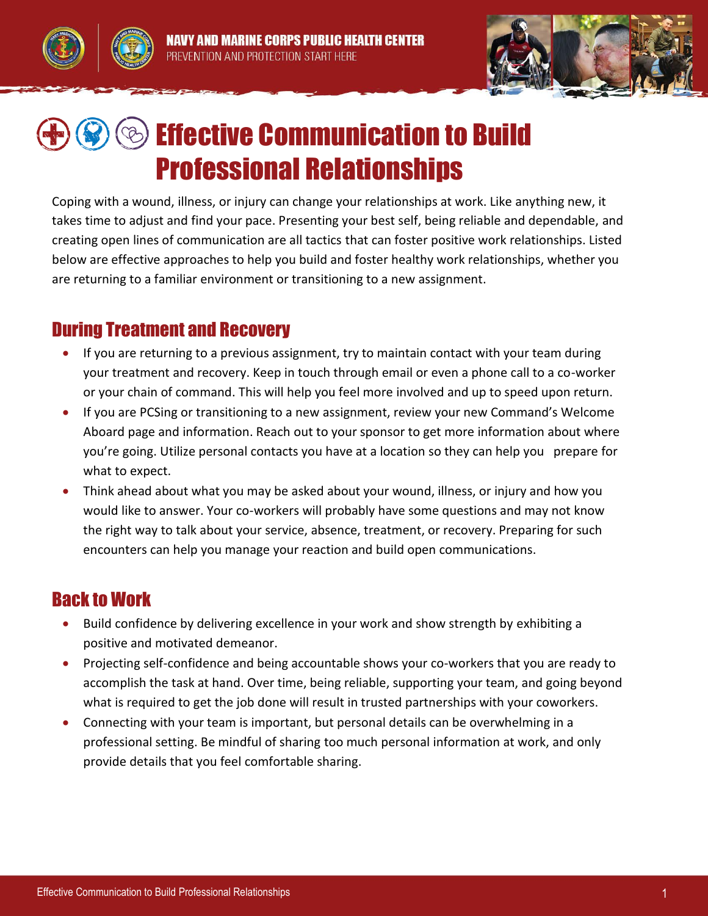NAVY AND MARINE CORPS PUBLIC HEALTH CENTER

PREVENTION AND PROTECTION START HERE

# Effective Communication to Build Professional Relationships

Coping with a wound, illness, or injury can change your relationships at work. Like anything new, it takes time to adjust and find your pace. Presenting your best self, being reliable and dependable, and creating open lines of communication are all tactics that can foster positive work relationships. Listed below are effective approaches to help you build and foster healthy work relationships, whether you are returning to a familiar environment or transitioning to a new assignment.

## During Treatment and Recovery

- If you are returning to a previous assignment, try to maintain contact with your team during your treatment and recovery. Keep in touch through email or even a phone call to a co-worker or your chain of command. This will help you feel more involved and up to speed upon return.
- If you are PCSing or transitioning to a new assignment, review your new Command's Welcome Aboard page and information. Reach out to your sponsor to get more information about where you're going. Utilize personal contacts you have at a location so they can help you prepare for what to expect.
- Think ahead about what you may be asked about your wound, illness, or injury and how you would like to answer. Your co-workers will probably have some questions and may not know the right way to talk about your service, absence, treatment, or recovery. Preparing for such encounters can help you manage your reaction and build open communications.

## Back to Work

- Build confidence by delivering excellence in your work and show strength by exhibiting a positive and motivated demeanor.
- Projecting self-confidence and being accountable shows your co-workers that you are ready to accomplish the task at hand. Over time, being reliable, supporting your team, and going beyond what is required to get the job done will result in trusted partnerships with your coworkers.
- Connecting with your team is important, but personal details can be overwhelming in a professional setting. Be mindful of sharing too much personal information at work, and only provide details that you feel comfortable sharing.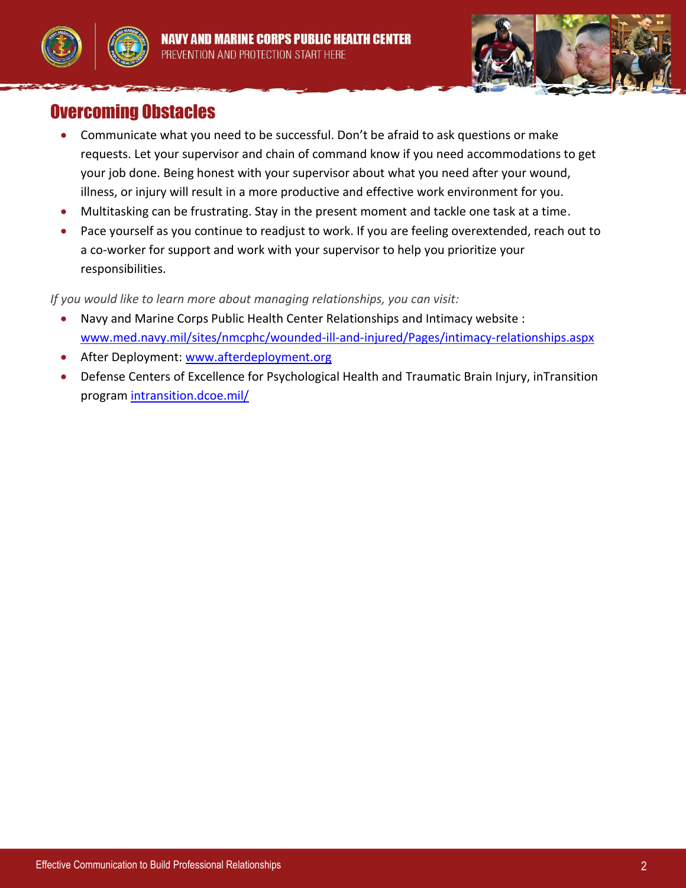## Overcoming Obstacles

- Communicate what you need to be successful. Don't be afraid to ask questions or make requests. Let your supervisor and chain of command know if you need accommodations to get your job done. Being honest with your supervisor about what you need after your wound, illness, or injury will result in a more productive and effective work environment for you.
- Multitasking can be frustrating. Stay in the present moment and tackle one task at a time.
- Pace yourself as you continue to readjust to work. If you are feeling overextended, reach out to a co-worker for support and work with your supervisor to help you prioritize your responsibilities.

*If you would like to learn more about managing relationships, you can visit:*

- Navy and Marine Corps Public Health Center Relationships and Intimacy website : [www.med.navy.mil/sites/nmcphc/wounded-ill-and-injured/Pages/intimacy-relationships.aspx](www.med.navy.mil/sites/nmcphc/wounded-ill-and-injured/Pages/intimacy-relationships.aspx)
- After Deployment: [www.afterdeployment.org](www.afterdeployment.org)
- Defense Centers of Excellence for Psychological Health and Traumatic Brain Injury, inTransition program [intransition.dcoe.mil/](intransition.dcoe.mil/)